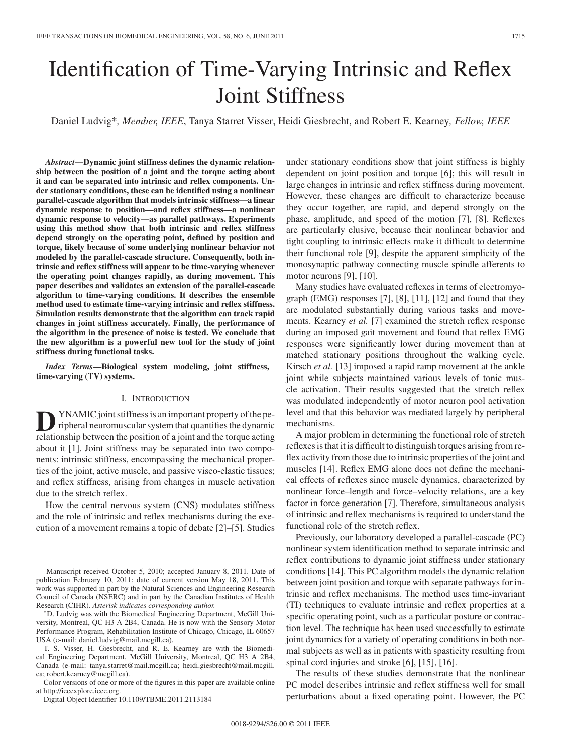# Identification of Time-Varying Intrinsic and Reflex Joint Stiffness

Daniel Ludvig*, *Member, IEEE*, Tanya Starret Visser, Heidi Giesbrecht, and Robert E. Kearney, *Fellow, IEEE*

***Abstract*—Dynamic joint stiffness defines the dynamic relationship between the position of a joint and the torque acting about it and can be separated into intrinsic and reflex components. Under stationary conditions, these can be identified using a nonlinear parallel-cascade algorithm that models intrinsic stiffness—a linear dynamic response to position—and reflex stiffness—a nonlinear dynamic response to velocity—as parallel pathways. Experiments using this method show that both intrinsic and reflex stiffness depend strongly on the operating point, defined by position and torque, likely because of some underlying nonlinear behavior not modeled by the parallel-cascade structure. Consequently, both intrinsic and reflex stiffness will appear to be time-varying whenever the operating point changes rapidly, as during movement. This paper describes and validates an extension of the parallel-cascade algorithm to time-varying conditions. It describes the ensemble method used to estimate time-varying intrinsic and reflex stiffness. Simulation results demonstrate that the algorithm can track rapid changes in joint stiffness accurately. Finally, the performance of the algorithm in the presence of noise is tested. We conclude that the new algorithm is a powerful new tool for the study of joint stiffness during functional tasks.**

***Index Terms*—Biological system modeling, joint stiffness, time-varying (TV) systems.**

## I. Introduction

Dynamic joint stiffness is an important property of the peripheral neuromuscular system that quantifies the dynamic relationship between the position of a joint and the torque acting about it [1]. Joint stiffness may be separated into two components: intrinsic stiffness, encompassing the mechanical properties of the joint, active muscle, and passive visco-elastic tissues; and reflex stiffness, arising from changes in muscle activation due to the stretch reflex.

How the central nervous system (CNS) modulates stiffness and the role of intrinsic and reflex mechanisms during the execution of a movement remains a topic of debate [2]–[5]. Studies under stationary conditions show that joint stiffness is highly dependent on joint position and torque [6]; this will result in large changes in intrinsic and reflex stiffness during movement. However, these changes are difficult to characterize because they occur together, are rapid, and depend strongly on the phase, amplitude, and speed of the motion [7], [8]. Reflexes are particularly elusive, because their nonlinear behavior and tight coupling to intrinsic effects make it difficult to determine their functional role [9], despite the apparent simplicity of the monosynaptic pathway connecting muscle spindle afferents to motor neurons [9], [10].

Many studies have evaluated reflexes in terms of electromyograph (EMG) responses [7], [8], [11], [12] and found that they are modulated substantially during various tasks and movements. Kearney *et al.* [7] examined the stretch reflex response during an imposed gait movement and found that reflex EMG responses were significantly lower during movement than at matched stationary positions throughout the walking cycle. Kirsch *et al.* [13] imposed a rapid ramp movement at the ankle joint while subjects maintained various levels of tonic muscle activation. Their results suggested that the stretch reflex was modulated independently of motor neuron pool activation level and that this behavior was mediated largely by peripheral mechanisms.

A major problem in determining the functional role of stretch reflexes is that it is difficult to distinguish torques arising from reflex activity from those due to intrinsic properties of the joint and muscles [14]. Reflex EMG alone does not define the mechanical effects of reflexes since muscle dynamics, characterized by nonlinear force–length and force–velocity relations, are a key factor in force generation [7]. Therefore, simultaneous analysis of intrinsic and reflex mechanisms is required to understand the functional role of the stretch reflex.

Previously, our laboratory developed a parallel-cascade (PC) nonlinear system identification method to separate intrinsic and reflex contributions to dynamic joint stiffness under stationary conditions [14]. This PC algorithm models the dynamic relation between joint position and torque with separate pathways for intrinsic and reflex mechanisms. The method uses time-invariant (TI) techniques to evaluate intrinsic and reflex properties at a specific operating point, such as a particular posture or contraction level. The technique has been used successfully to estimate joint dynamics for a variety of operating conditions in both normal subjects as well as in patients with spasticity resulting from spinal cord injuries and stroke [6], [15], [16].

The results of these studies demonstrate that the nonlinear PC model describes intrinsic and reflex stiffness well for small perturbations about a fixed operating point. However, the PC

Manuscript received October 5, 2010; accepted January 8, 2011. Date of publication February 10, 2011; date of current version May 18, 2011. This work was supported in part by the Natural Sciences and Engineering Research Council of Canada (NSERC) and in part by the Canadian Institutes of Health Research (CIHR). *Asterisk indicates corresponding author.*

*D. Ludvig was with the Biomedical Engineering Department, McGill University, Montreal, QC H3 A 2B4, Canada. He is now with the Sensory Motor Performance Program, Rehabilitation Institute of Chicago, Chicago, IL 60657 USA (e-mail: daniel.ludvig@mail.mcgill.ca).

T. S. Visser, H. Giesbrecht, and R. E. Kearney are with the Biomedical Engineering Department, McGill University, Montreal, QC H3 A 2B4, Canada (e-mail: tanya.starret@mail.mcgill.ca; heidi.giesbrecht@mail.mcgill.ca; robert.kearney@mcgill.ca).

Color versions of one or more of the figures in this paper are available online at http://ieeexplore.ieee.org.

Digital Object Identifier 10.1109/TBME.2011.2113184

0018-9294/$26.00 © 2011 IEEE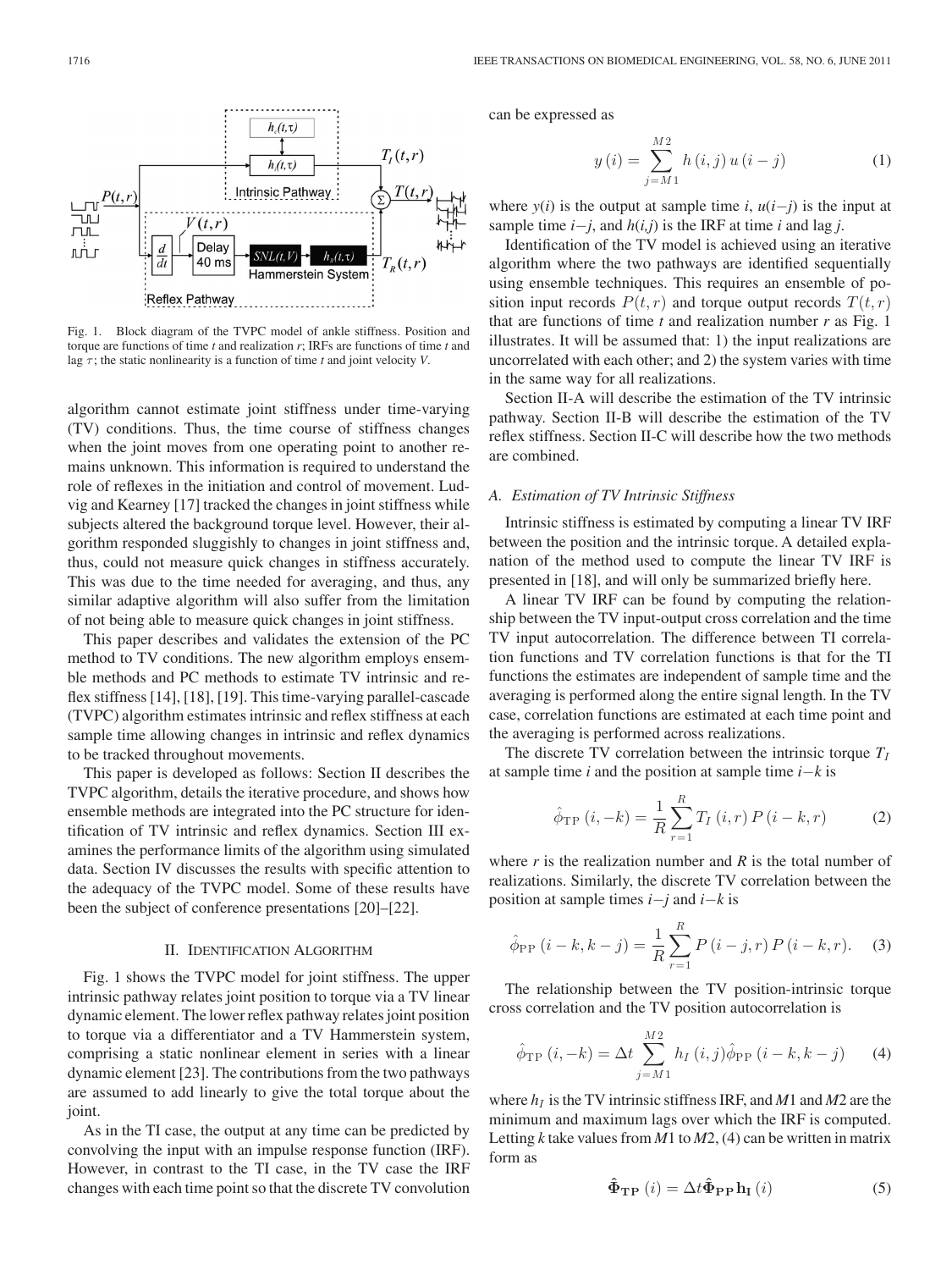Fig. 1. Block diagram of the TVPC model of ankle stiffness. Position and torque are functions of time *t* and realization *r*; IRFs are functions of time *t* and lag $\tau$; the static nonlinearity is a function of time *t* and joint velocity *V*.

algorithm cannot estimate joint stiffness under time-varying (TV) conditions. Thus, the time course of stiffness changes when the joint moves from one operating point to another remains unknown. This information is required to understand the role of reflexes in the initiation and control of movement. Ludvig and Kearney [17] tracked the changes in joint stiffness while subjects altered the background torque level. However, their algorithm responded sluggishly to changes in joint stiffness and, thus, could not measure quick changes in stiffness accurately. This was due to the time needed for averaging, and thus, any similar adaptive algorithm will also suffer from the limitation of not being able to measure quick changes in joint stiffness.

This paper describes and validates the extension of the PC method to TV conditions. The new algorithm employs ensemble methods and PC methods to estimate TV intrinsic and reflex stiffness [14], [18], [19]. This time-varying parallel-cascade (TVPC) algorithm estimates intrinsic and reflex stiffness at each sample time allowing changes in intrinsic and reflex dynamics to be tracked throughout movements.

This paper is developed as follows: Section II describes the TVPC algorithm, details the iterative procedure, and shows how ensemble methods are integrated into the PC structure for identification of TV intrinsic and reflex dynamics. Section III examines the performance limits of the algorithm using simulated data. Section IV discusses the results with specific attention to the adequacy of the TVPC model. Some of these results have been the subject of conference presentations [20]–[22].

## II. Identification Algorithm

Fig. 1 shows the TVPC model for joint stiffness. The upper intrinsic pathway relates joint position to torque via a TV linear dynamic element. The lower reflex pathway relates joint position to torque via a differentiator and a TV Hammerstein system, comprising a static nonlinear element in series with a linear dynamic element [23]. The contributions from the two pathways are assumed to add linearly to give the total torque about the joint.

As in the TI case, the output at any time can be predicted by convolving the input with an impulse response function (IRF). However, in contrast to the TI case, in the TV case the IRF changes with each time point so that the discrete TV convolution can be expressed as

$$y(i) = \sum_{j=M1}^{M2} h(i,j)\, u(i-j) \tag{1}$$

where $y(i)$ is the output at sample time *i*, $u(i-j)$ is the input at sample time $i-j$, and $h(i,j)$ is the IRF at time *i* and lag *j*.

Identification of the TV model is achieved using an iterative algorithm where the two pathways are identified sequentially using ensemble techniques. This requires an ensemble of position input records $P(t,r)$ and torque output records $T(t,r)$ that are functions of time *t* and realization number *r* as Fig. 1 illustrates. It will be assumed that: 1) the input realizations are uncorrelated with each other; and 2) the system varies with time in the same way for all realizations.

Section II-A will describe the estimation of the TV intrinsic pathway. Section II-B will describe the estimation of the TV reflex stiffness. Section II-C will describe how the two methods are combined.

### A. Estimation of TV Intrinsic Stiffness

Intrinsic stiffness is estimated by computing a linear TV IRF between the position and the intrinsic torque. A detailed explanation of the method used to compute the linear TV IRF is presented in [18], and will only be summarized briefly here.

A linear TV IRF can be found by computing the relationship between the TV input-output cross correlation and the time TV input autocorrelation. The difference between TI correlation functions and TV correlation functions is that for the TI functions the estimates are independent of sample time and the averaging is performed along the entire signal length. In the TV case, correlation functions are estimated at each time point and the averaging is performed across realizations.

The discrete TV correlation between the intrinsic torque $T_I$ at sample time *i* and the position at sample time $i-k$ is

$$\hat{\phi}_{\mathrm{TP}}(i,-k) = \frac{1}{R}\sum_{r=1}^{R} T_I(i,r)\, P(i-k,r) \tag{2}$$

where *r* is the realization number and *R* is the total number of realizations. Similarly, the discrete TV correlation between the position at sample times $i-j$ and $i-k$ is

$$\hat{\phi}_{\mathrm{PP}}(i-k,k-j) = \frac{1}{R}\sum_{r=1}^{R} P(i-j,r)\, P(i-k,r). \tag{3}$$

The relationship between the TV position-intrinsic torque cross correlation and the TV position autocorrelation is

$$\hat{\phi}_{\mathrm{TP}}(i,-k) = \Delta t \sum_{j=M1}^{M2} h_I(i,j)\hat{\phi}_{\mathrm{PP}}(i-k,k-j) \tag{4}$$

where $h_I$ is the TV intrinsic stiffness IRF, and *M*1 and *M*2 are the minimum and maximum lags over which the IRF is computed. Letting *k* take values from *M*1 to *M*2, (4) can be written in matrix form as

$$\hat{\mathbf{\Phi}}_{\mathbf{TP}}(i) = \Delta t \hat{\mathbf{\Phi}}_{\mathbf{PP}} \mathbf{h}_{\mathbf{I}}(i) \tag{5}$$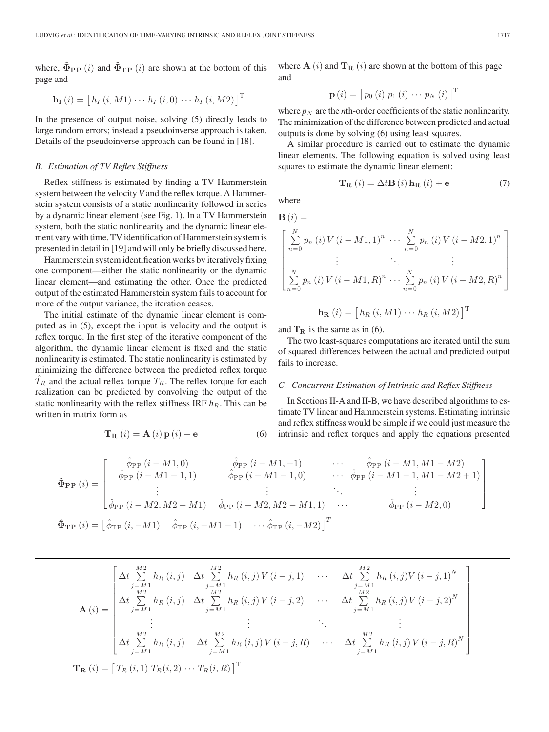where, $\hat{\mathbf{\Phi}}_{\mathbf{PP}}(i)$ and $\hat{\mathbf{\Phi}}_{\mathbf{TP}}(i)$ are shown at the bottom of this page and

$$\mathbf{h_I}(i) = \left[ h_I(i, M1) \cdots h_I(i, 0) \cdots h_I(i, M2) \right]^{\mathrm{T}}.$$

In the presence of output noise, solving (5) directly leads to large random errors; instead a pseudoinverse approach is taken. Details of the pseudoinverse approach can be found in [18].

### B. Estimation of TV Reflex Stiffness

Reflex stiffness is estimated by finding a TV Hammerstein system between the velocity $V$ and the reflex torque. A Hammerstein system consists of a static nonlinearity followed in series by a dynamic linear element (see Fig. 1). In a TV Hammerstein system, both the static nonlinearity and the dynamic linear element vary with time. TV identification of Hammerstein system is presented in detail in [19] and will only be briefly discussed here.

Hammerstein system identification works by iteratively fixing one component—either the static nonlinearity or the dynamic linear element—and estimating the other. Once the predicted output of the estimated Hammerstein system fails to account for more of the output variance, the iteration ceases.

The initial estimate of the dynamic linear element is computed as in (5), except the input is velocity and the output is reflex torque. In the first step of the iterative component of the algorithm, the dynamic linear element is fixed and the static nonlinearity is estimated. The static nonlinearity is estimated by minimizing the difference between the predicted reflex torque $\hat{T}_R$ and the actual reflex torque $T_R$. The reflex torque for each realization can be predicted by convolving the output of the static nonlinearity with the reflex stiffness IRF $h_R$. This can be written in matrix form as

$$\mathbf{T_R}(i) = \mathbf{A}(i)\,\mathbf{p}(i) + \mathbf{e} \tag{6}$$

where $\mathbf{A}(i)$ and $\mathbf{T_R}(i)$ are shown at the bottom of this page and

$$\mathbf{p}(i) = \left[ p_0(i)\; p_1(i) \cdots p_N(i) \right]^{\mathrm{T}}$$

where $p_N$ are the $n$th-order coefficients of the static nonlinearity. The minimization of the difference between predicted and actual outputs is done by solving (6) using least squares.

A similar procedure is carried out to estimate the dynamic linear elements. The following equation is solved using least squares to estimate the dynamic linear element:

$$\mathbf{T_R}(i) = \Delta t\,\mathbf{B}(i)\,\mathbf{h_R}(i) + \mathbf{e} \tag{7}$$

where

$$\mathbf{B}(i) = \begin{bmatrix} \sum_{n=0}^{N} p_n(i)\,V(i-M1,1)^n & \cdots & \sum_{n=0}^{N} p_n(i)\,V(i-M2,1)^n \\ \vdots & \ddots & \vdots \\ \sum_{n=0}^{N} p_n(i)\,V(i-M1,R)^n & \cdots & \sum_{n=0}^{N} p_n(i)\,V(i-M2,R)^n \end{bmatrix}$$

$$\mathbf{h_R}(i) = \left[ h_R(i, M1) \cdots h_R(i, M2) \right]^{\mathrm{T}}$$

and $\mathbf{T_R}$ is the same as in (6).

The two least-squares computations are iterated until the sum of squared differences between the actual and predicted output fails to increase.

### C. Concurrent Estimation of Intrinsic and Reflex Stiffness

In Sections II-A and II-B, we have described algorithms to estimate TV linear and Hammerstein systems. Estimating intrinsic and reflex stiffness would be simple if we could just measure the intrinsic and reflex torques and apply the equations presented

$$\hat{\mathbf{\Phi}}_{\mathbf{PP}}(i) = \begin{bmatrix} \hat{\phi}_{\mathrm{PP}}(i-M1,0) & \hat{\phi}_{\mathrm{PP}}(i-M1,-1) & \cdots & \hat{\phi}_{\mathrm{PP}}(i-M1,M1-M2) \\ \hat{\phi}_{\mathrm{PP}}(i-M1-1,1) & \hat{\phi}_{\mathrm{PP}}(i-M1-1,0) & \cdots & \hat{\phi}_{\mathrm{PP}}(i-M1-1,M1-M2+1) \\ \vdots & \vdots & \ddots & \vdots \\ \hat{\phi}_{\mathrm{PP}}(i-M2,M2-M1) & \hat{\phi}_{\mathrm{PP}}(i-M2,M2-M1,1) & \cdots & \hat{\phi}_{\mathrm{PP}}(i-M2,0) \end{bmatrix}$$

$$\hat{\mathbf{\Phi}}_{\mathbf{TP}}(i) = \left[ \hat{\phi}_{\mathrm{TP}}(i,-M1) \quad \hat{\phi}_{\mathrm{TP}}(i,-M1-1) \quad \cdots \hat{\phi}_{\mathrm{TP}}(i,-M2) \right]^T$$

$$\mathbf{A}(i) = \begin{bmatrix} \Delta t \sum_{j=M1}^{M2} h_R(i,j) & \Delta t \sum_{j=M1}^{M2} h_R(i,j)\,V(i-j,1) & \cdots & \Delta t \sum_{j=M1}^{M2} h_R(i,j)V(i-j,1)^N \\ \Delta t \sum_{j=M1}^{M2} h_R(i,j) & \Delta t \sum_{j=M1}^{M2} h_R(i,j)\,V(i-j,2) & \cdots & \Delta t \sum_{j=M1}^{M2} h_R(i,j)\,V(i-j,2)^N \\ \vdots & \vdots & \ddots & \vdots \\ \Delta t \sum_{j=M1}^{M2} h_R(i,j) & \Delta t \sum_{j=M1}^{M2} h_R(i,j)\,V(i-j,R) & \cdots & \Delta t \sum_{j=M1}^{M2} h_R(i,j)\,V(i-j,R)^N \end{bmatrix}$$

$$\mathbf{T_R}(i) = \left[ T_R(i,1)\; T_R(i,2) \cdots T_R(i,R) \right]^{\mathrm{T}}$$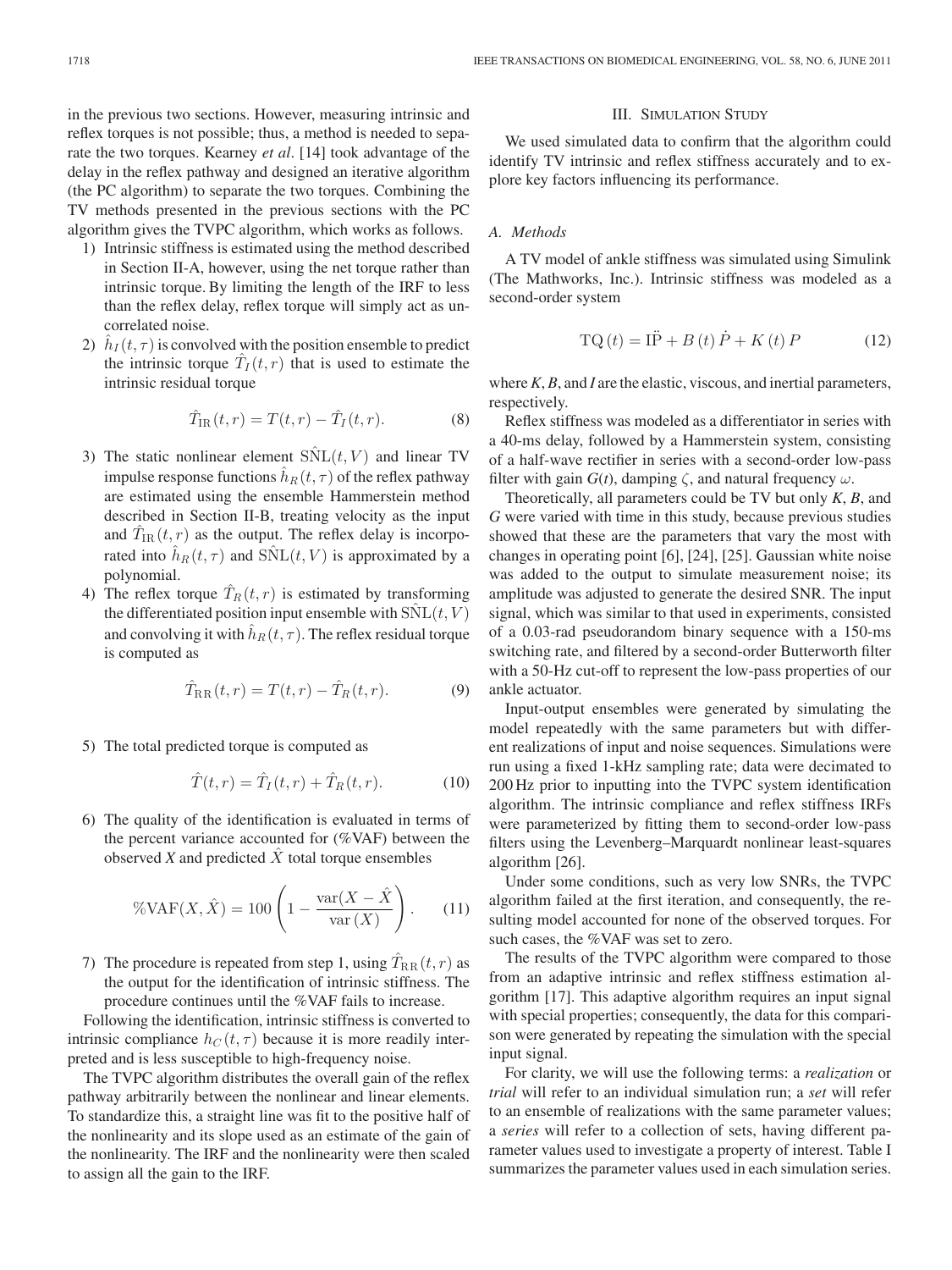in the previous two sections. However, measuring intrinsic and reflex torques is not possible; thus, a method is needed to separate the two torques. Kearney *et al*. [14] took advantage of the delay in the reflex pathway and designed an iterative algorithm (the PC algorithm) to separate the two torques. Combining the TV methods presented in the previous sections with the PC algorithm gives the TVPC algorithm, which works as follows.

1) Intrinsic stiffness is estimated using the method described in Section II-A, however, using the net torque rather than intrinsic torque. By limiting the length of the IRF to less than the reflex delay, reflex torque will simply act as uncorrelated noise.
2) $\hat{h}_I(t,\tau)$ is convolved with the position ensemble to predict the intrinsic torque $\hat{T}_I(t,r)$ that is used to estimate the intrinsic residual torque
$$\hat{T}_{\mathrm{IR}}(t,r) = T(t,r) - \hat{T}_I(t,r). \tag{8}$$
3) The static nonlinear element $\hat{\mathrm{SNL}}(t,V)$ and linear TV impulse response functions $\hat{h}_R(t,\tau)$ of the reflex pathway are estimated using the ensemble Hammerstein method described in Section II-B, treating velocity as the input and $\hat{T}_{\mathrm{IR}}(t,r)$ as the output. The reflex delay is incorporated into $\hat{h}_R(t,\tau)$ and $\hat{\mathrm{SNL}}(t,V)$ is approximated by a polynomial.
4) The reflex torque $\hat{T}_R(t,r)$ is estimated by transforming the differentiated position input ensemble with $\hat{\mathrm{SNL}}(t,V)$ and convolving it with $\hat{h}_R(t,\tau)$. The reflex residual torque is computed as
$$\hat{T}_{\mathrm{RR}}(t,r) = T(t,r) - \hat{T}_R(t,r). \tag{9}$$
5) The total predicted torque is computed as
$$\hat{T}(t,r) = \hat{T}_I(t,r) + \hat{T}_R(t,r). \tag{10}$$
6) The quality of the identification is evaluated in terms of the percent variance accounted for (%VAF) between the observed $X$ and predicted $\hat{X}$ total torque ensembles
$$\%\mathrm{VAF}(X,\hat{X}) = 100\left(1 - \frac{\mathrm{var}(X-\hat{X})}{\mathrm{var}\,(X)}\right). \tag{11}$$
7) The procedure is repeated from step 1, using $\hat{T}_{\mathrm{RR}}(t,r)$ as the output for the identification of intrinsic stiffness. The procedure continues until the %VAF fails to increase.

Following the identification, intrinsic stiffness is converted to intrinsic compliance $h_C(t,\tau)$ because it is more readily interpreted and is less susceptible to high-frequency noise.

The TVPC algorithm distributes the overall gain of the reflex pathway arbitrarily between the nonlinear and linear elements. To standardize this, a straight line was fit to the positive half of the nonlinearity and its slope used as an estimate of the gain of the nonlinearity. The IRF and the nonlinearity were then scaled to assign all the gain to the IRF.

## III. Simulation Study

We used simulated data to confirm that the algorithm could identify TV intrinsic and reflex stiffness accurately and to explore key factors influencing its performance.

### A. Methods

A TV model of ankle stiffness was simulated using Simulink (The Mathworks, Inc.). Intrinsic stiffness was modeled as a second-order system

$$\mathrm{TQ}\,(t) = \mathrm{I}\ddot{\mathrm{P}} + B\,(t)\,\dot{P} + K\,(t)\,P \tag{12}$$

where *K*, *B*, and *I* are the elastic, viscous, and inertial parameters, respectively.

Reflex stiffness was modeled as a differentiator in series with a 40-ms delay, followed by a Hammerstein system, consisting of a half-wave rectifier in series with a second-order low-pass filter with gain $G(t)$, damping $\zeta$, and natural frequency $\omega$.

Theoretically, all parameters could be TV but only *K*, *B*, and *G* were varied with time in this study, because previous studies showed that these are the parameters that vary the most with changes in operating point [6], [24], [25]. Gaussian white noise was added to the output to simulate measurement noise; its amplitude was adjusted to generate the desired SNR. The input signal, which was similar to that used in experiments, consisted of a 0.03-rad pseudorandom binary sequence with a 150-ms switching rate, and filtered by a second-order Butterworth filter with a 50-Hz cut-off to represent the low-pass properties of our ankle actuator.

Input-output ensembles were generated by simulating the model repeatedly with the same parameters but with different realizations of input and noise sequences. Simulations were run using a fixed 1-kHz sampling rate; data were decimated to 200 Hz prior to inputting into the TVPC system identification algorithm. The intrinsic compliance and reflex stiffness IRFs were parameterized by fitting them to second-order low-pass filters using the Levenberg–Marquardt nonlinear least-squares algorithm [26].

Under some conditions, such as very low SNRs, the TVPC algorithm failed at the first iteration, and consequently, the resulting model accounted for none of the observed torques. For such cases, the %VAF was set to zero.

The results of the TVPC algorithm were compared to those from an adaptive intrinsic and reflex stiffness estimation algorithm [17]. This adaptive algorithm requires an input signal with special properties; consequently, the data for this comparison were generated by repeating the simulation with the special input signal.

For clarity, we will use the following terms: a *realization* or *trial* will refer to an individual simulation run; a *set* will refer to an ensemble of realizations with the same parameter values; a *series* will refer to a collection of sets, having different parameter values used to investigate a property of interest. Table I summarizes the parameter values used in each simulation series.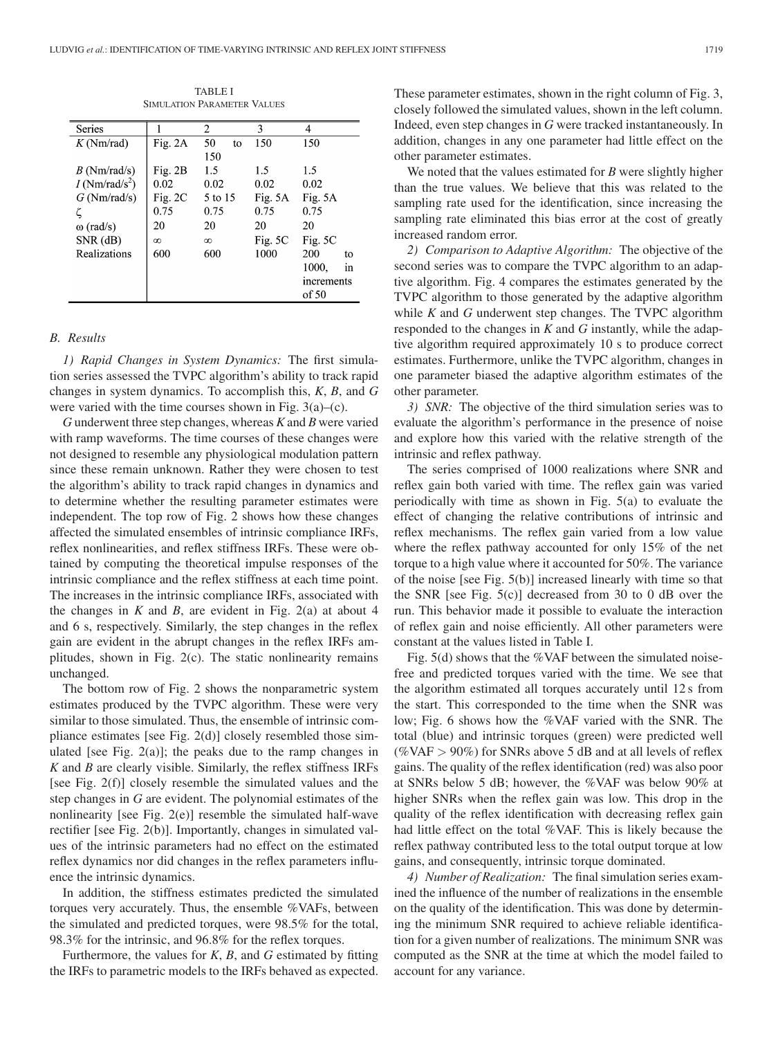TABLE I
SIMULATION PARAMETER VALUES

| Series | 1 | 2 | 3 | 4 |
|---|---|---|---|---|
| $K$ (Nm/rad) | Fig. 2A | 50 to 150 | 150 | 150 |
| $B$ (Nm/rad/s) | Fig. 2B | 1.5 | 1.5 | 1.5 |
| $I$ (Nm/rad/s$^2$) | 0.02 | 0.02 | 0.02 | 0.02 |
| $G$ (Nm/rad/s) | Fig. 2C | 5 to 15 | Fig. 5A | Fig. 5A |
| $\zeta$ | 0.75 | 0.75 | 0.75 | 0.75 |
| $\omega$ (rad/s) | 20 | 20 | 20 | 20 |
| SNR (dB) | $\infty$ | $\infty$ | Fig. 5C | Fig. 5C |
| Realizations | 600 | 600 | 1000 | 200 to 1000, in increments of 50 |

### B. Results

*1) Rapid Changes in System Dynamics:* The first simulation series assessed the TVPC algorithm's ability to track rapid changes in system dynamics. To accomplish this, $K$, $B$, and $G$ were varied with the time courses shown in Fig. 3(a)–(c).

$G$ underwent three step changes, whereas $K$ and $B$ were varied with ramp waveforms. The time courses of these changes were not designed to resemble any physiological modulation pattern since these remain unknown. Rather they were chosen to test the algorithm's ability to track rapid changes in dynamics and to determine whether the resulting parameter estimates were independent. The top row of Fig. 2 shows how these changes affected the simulated ensembles of intrinsic compliance IRFs, reflex nonlinearities, and reflex stiffness IRFs. These were obtained by computing the theoretical impulse responses of the intrinsic compliance and the reflex stiffness at each time point. The increases in the intrinsic compliance IRFs, associated with the changes in $K$ and $B$, are evident in Fig. 2(a) at about 4 and 6 s, respectively. Similarly, the step changes in the reflex gain are evident in the abrupt changes in the reflex IRFs amplitudes, shown in Fig. 2(c). The static nonlinearity remains unchanged.

The bottom row of Fig. 2 shows the nonparametric system estimates produced by the TVPC algorithm. These were very similar to those simulated. Thus, the ensemble of intrinsic compliance estimates [see Fig. 2(d)] closely resembled those simulated [see Fig. 2(a)]; the peaks due to the ramp changes in $K$ and $B$ are clearly visible. Similarly, the reflex stiffness IRFs [see Fig. 2(f)] closely resemble the simulated values and the step changes in $G$ are evident. The polynomial estimates of the nonlinearity [see Fig. 2(e)] resemble the simulated half-wave rectifier [see Fig. 2(b)]. Importantly, changes in simulated values of the intrinsic parameters had no effect on the estimated reflex dynamics nor did changes in the reflex parameters influence the intrinsic dynamics.

In addition, the stiffness estimates predicted the simulated torques very accurately. Thus, the ensemble %VAFs, between the simulated and predicted torques, were 98.5% for the total, 98.3% for the intrinsic, and 96.8% for the reflex torques.

Furthermore, the values for $K$, $B$, and $G$ estimated by fitting the IRFs to parametric models to the IRFs behaved as expected. These parameter estimates, shown in the right column of Fig. 3, closely followed the simulated values, shown in the left column. Indeed, even step changes in $G$ were tracked instantaneously. In addition, changes in any one parameter had little effect on the other parameter estimates.

We noted that the values estimated for $B$ were slightly higher than the true values. We believe that this was related to the sampling rate used for the identification, since increasing the sampling rate eliminated this bias error at the cost of greatly increased random error.

*2) Comparison to Adaptive Algorithm:* The objective of the second series was to compare the TVPC algorithm to an adaptive algorithm. Fig. 4 compares the estimates generated by the TVPC algorithm to those generated by the adaptive algorithm while $K$ and $G$ underwent step changes. The TVPC algorithm responded to the changes in $K$ and $G$ instantly, while the adaptive algorithm required approximately 10 s to produce correct estimates. Furthermore, unlike the TVPC algorithm, changes in one parameter biased the adaptive algorithm estimates of the other parameter.

*3) SNR:* The objective of the third simulation series was to evaluate the algorithm's performance in the presence of noise and explore how this varied with the relative strength of the intrinsic and reflex pathway.

The series comprised of 1000 realizations where SNR and reflex gain both varied with time. The reflex gain was varied periodically with time as shown in Fig. 5(a) to evaluate the effect of changing the relative contributions of intrinsic and reflex mechanisms. The reflex gain varied from a low value where the reflex pathway accounted for only 15% of the net torque to a high value where it accounted for 50%. The variance of the noise [see Fig. 5(b)] increased linearly with time so that the SNR [see Fig. 5(c)] decreased from 30 to 0 dB over the run. This behavior made it possible to evaluate the interaction of reflex gain and noise efficiently. All other parameters were constant at the values listed in Table I.

Fig. 5(d) shows that the %VAF between the simulated noise-free and predicted torques varied with the time. We see that the algorithm estimated all torques accurately until 12 s from the start. This corresponded to the time when the SNR was low; Fig. 6 shows how the %VAF varied with the SNR. The total (blue) and intrinsic torques (green) were predicted well (%VAF $>$ 90%) for SNRs above 5 dB and at all levels of reflex gains. The quality of the reflex identification (red) was also poor at SNRs below 5 dB; however, the %VAF was below 90% at higher SNRs when the reflex gain was low. This drop in the quality of the reflex identification with decreasing reflex gain had little effect on the total %VAF. This is likely because the reflex pathway contributed less to the total output torque at low gains, and consequently, intrinsic torque dominated.

*4) Number of Realization:* The final simulation series examined the influence of the number of realizations in the ensemble on the quality of the identification. This was done by determining the minimum SNR required to achieve reliable identification for a given number of realizations. The minimum SNR was computed as the SNR at the time at which the model failed to account for any variance.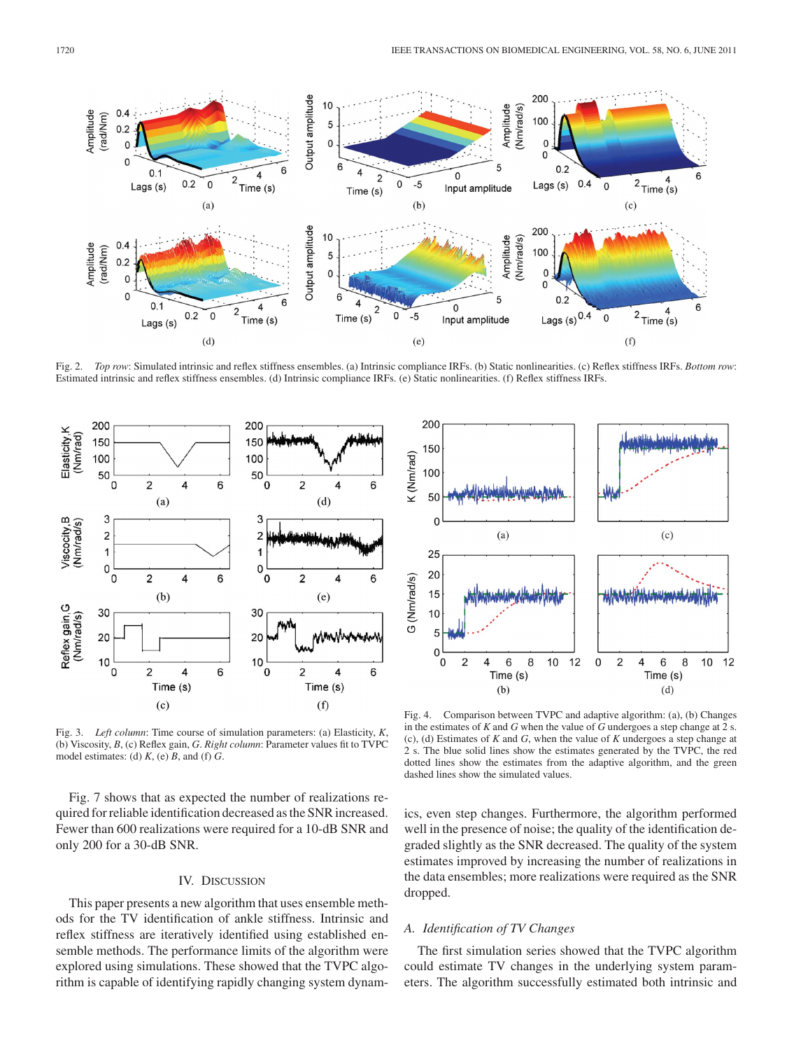Fig. 2. *Top row*: Simulated intrinsic and reflex stiffness ensembles. (a) Intrinsic compliance IRFs. (b) Static nonlinearities. (c) Reflex stiffness IRFs. *Bottom row*: Estimated intrinsic and reflex stiffness ensembles. (d) Intrinsic compliance IRFs. (e) Static nonlinearities. (f) Reflex stiffness IRFs.

Fig. 3. *Left column*: Time course of simulation parameters: (a) Elasticity, $K$, (b) Viscosity, $B$, (c) Reflex gain, $G$. *Right column*: Parameter values fit to TVPC model estimates: (d) $K$, (e) $B$, and (f) $G$.

Fig. 4. Comparison between TVPC and adaptive algorithm: (a), (b) Changes in the estimates of $K$ and $G$ when the value of $G$ undergoes a step change at 2 s. (c), (d) Estimates of $K$ and $G$, when the value of $K$ undergoes a step change at 2 s. The blue solid lines show the estimates generated by the TVPC, the red dotted lines show the estimates from the adaptive algorithm, and the green dashed lines show the simulated values.

Fig. 7 shows that as expected the number of realizations required for reliable identification decreased as the SNR increased. Fewer than 600 realizations were required for a 10-dB SNR and only 200 for a 30-dB SNR.

## IV. Discussion

This paper presents a new algorithm that uses ensemble methods for the TV identification of ankle stiffness. Intrinsic and reflex stiffness are iteratively identified using established ensemble methods. The performance limits of the algorithm were explored using simulations. These showed that the TVPC algorithm is capable of identifying rapidly changing system dynamics, even step changes. Furthermore, the algorithm performed well in the presence of noise; the quality of the identification degraded slightly as the SNR decreased. The quality of the system estimates improved by increasing the number of realizations in the data ensembles; more realizations were required as the SNR dropped.

### *A. Identification of TV Changes*

The first simulation series showed that the TVPC algorithm could estimate TV changes in the underlying system parameters. The algorithm successfully estimated both intrinsic and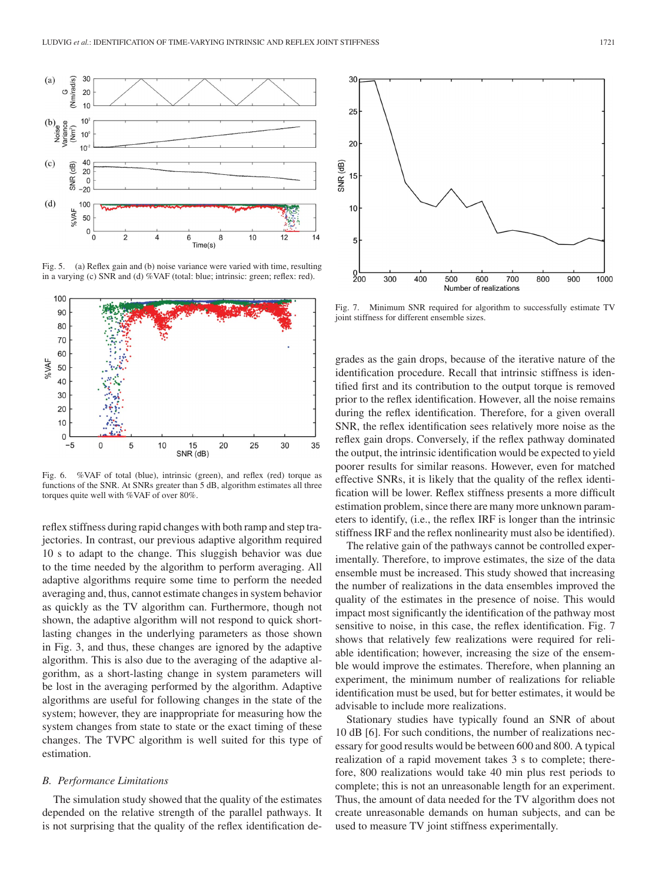(a) G (Nm/rad/s) 30 20 10

(b) Noise Variance (Nm²) 10² 10⁰ 10⁻²

(c) SNR (dB) 40 20 0 −20

(d) %VAF 100 50 0

0 2 4 6 8 10 12 14

Time(s)

Fig. 5. (a) Reflex gain and (b) noise variance were varied with time, resulting in a varying (c) SNR and (d) %VAF (total: blue; intrinsic: green; reflex: red).

%VAF

100 90 80 70 60 50 40 30 20 10 0

−5 0 5 10 15 20 25 30 35

SNR (dB)

Fig. 6. %VAF of total (blue), intrinsic (green), and reflex (red) torque as functions of the SNR. At SNRs greater than 5 dB, algorithm estimates all three torques quite well with %VAF of over 80%.

SNR (dB)

30 25 20 15 10 5 0

200 300 400 500 600 700 800 900 1000

Number of realizations

Fig. 7. Minimum SNR required for algorithm to successfully estimate TV joint stiffness for different ensemble sizes.

reflex stiffness during rapid changes with both ramp and step trajectories. In contrast, our previous adaptive algorithm required 10 s to adapt to the change. This sluggish behavior was due to the time needed by the algorithm to perform averaging. All adaptive algorithms require some time to perform the needed averaging and, thus, cannot estimate changes in system behavior as quickly as the TV algorithm can. Furthermore, though not shown, the adaptive algorithm will not respond to quick short-lasting changes in the underlying parameters as those shown in Fig. 3, and thus, these changes are ignored by the adaptive algorithm. This is also due to the averaging of the adaptive algorithm, as a short-lasting change in system parameters will be lost in the averaging performed by the algorithm. Adaptive algorithms are useful for following changes in the state of the system; however, they are inappropriate for measuring how the system changes from state to state or the exact timing of these changes. The TVPC algorithm is well suited for this type of estimation.

### B. Performance Limitations

The simulation study showed that the quality of the estimates depended on the relative strength of the parallel pathways. It is not surprising that the quality of the reflex identification degrades as the gain drops, because of the iterative nature of the identification procedure. Recall that intrinsic stiffness is identified first and its contribution to the output torque is removed prior to the reflex identification. However, all the noise remains during the reflex identification. Therefore, for a given overall SNR, the reflex identification sees relatively more noise as the reflex gain drops. Conversely, if the reflex pathway dominated the output, the intrinsic identification would be expected to yield poorer results for similar reasons. However, even for matched effective SNRs, it is likely that the quality of the reflex identification will be lower. Reflex stiffness presents a more difficult estimation problem, since there are many more unknown parameters to identify, (i.e., the reflex IRF is longer than the intrinsic stiffness IRF and the reflex nonlinearity must also be identified).

The relative gain of the pathways cannot be controlled experimentally. Therefore, to improve estimates, the size of the data ensemble must be increased. This study showed that increasing the number of realizations in the data ensembles improved the quality of the estimates in the presence of noise. This would impact most significantly the identification of the pathway most sensitive to noise, in this case, the reflex identification. Fig. 7 shows that relatively few realizations were required for reliable identification; however, increasing the size of the ensemble would improve the estimates. Therefore, when planning an experiment, the minimum number of realizations for reliable identification must be used, but for better estimates, it would be advisable to include more realizations.

Stationary studies have typically found an SNR of about 10 dB [6]. For such conditions, the number of realizations necessary for good results would be between 600 and 800. A typical realization of a rapid movement takes 3 s to complete; therefore, 800 realizations would take 40 min plus rest periods to complete; this is not an unreasonable length for an experiment. Thus, the amount of data needed for the TV algorithm does not create unreasonable demands on human subjects, and can be used to measure TV joint stiffness experimentally.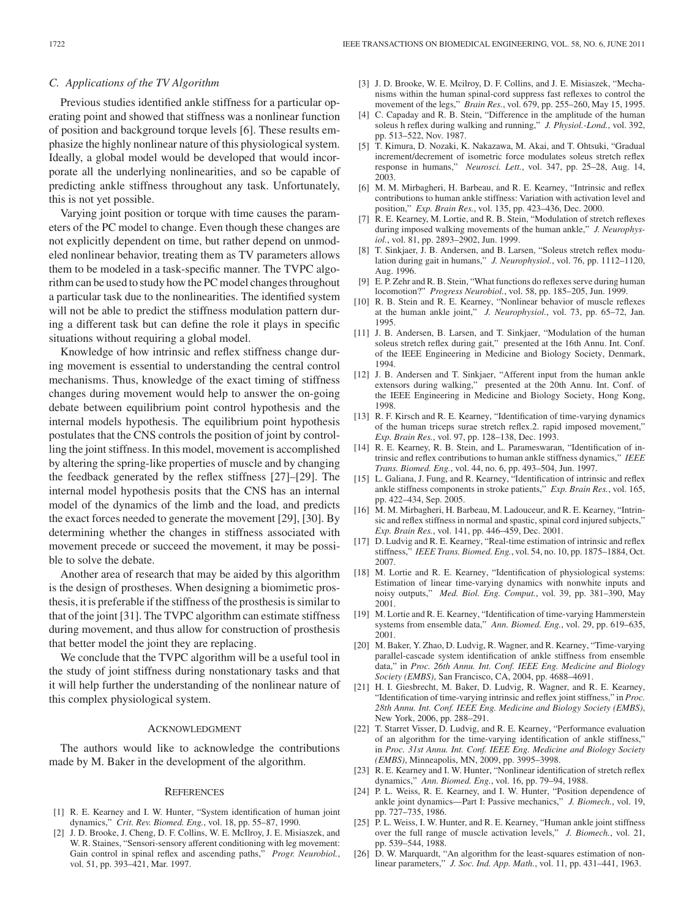### C. Applications of the TV Algorithm

Previous studies identified ankle stiffness for a particular operating point and showed that stiffness was a nonlinear function of position and background torque levels [6]. These results emphasize the highly nonlinear nature of this physiological system. Ideally, a global model would be developed that would incorporate all the underlying nonlinearities, and so be capable of predicting ankle stiffness throughout any task. Unfortunately, this is not yet possible.

Varying joint position or torque with time causes the parameters of the PC model to change. Even though these changes are not explicitly dependent on time, but rather depend on unmodeled nonlinear behavior, treating them as TV parameters allows them to be modeled in a task-specific manner. The TVPC algorithm can be used to study how the PC model changes throughout a particular task due to the nonlinearities. The identified system will not be able to predict the stiffness modulation pattern during a different task but can define the role it plays in specific situations without requiring a global model.

Knowledge of how intrinsic and reflex stiffness change during movement is essential to understanding the central control mechanisms. Thus, knowledge of the exact timing of stiffness changes during movement would help to answer the on-going debate between equilibrium point control hypothesis and the internal models hypothesis. The equilibrium point hypothesis postulates that the CNS controls the position of joint by controlling the joint stiffness. In this model, movement is accomplished by altering the spring-like properties of muscle and by changing the feedback generated by the reflex stiffness [27]–[29]. The internal model hypothesis posits that the CNS has an internal model of the dynamics of the limb and the load, and predicts the exact forces needed to generate the movement [29], [30]. By determining whether the changes in stiffness associated with movement precede or succeed the movement, it may be possible to solve the debate.

Another area of research that may be aided by this algorithm is the design of prostheses. When designing a biomimetic prosthesis, it is preferable if the stiffness of the prosthesis is similar to that of the joint [31]. The TVPC algorithm can estimate stiffness during movement, and thus allow for construction of prosthesis that better model the joint they are replacing.

We conclude that the TVPC algorithm will be a useful tool in the study of joint stiffness during nonstationary tasks and that it will help further the understanding of the nonlinear nature of this complex physiological system.

## Acknowledgment

The authors would like to acknowledge the contributions made by M. Baker in the development of the algorithm.

## References

[1] R. E. Kearney and I. W. Hunter, "System identification of human joint dynamics," *Crit. Rev. Biomed. Eng.*, vol. 18, pp. 55–87, 1990.

[2] J. D. Brooke, J. Cheng, D. F. Collins, W. E. McIlroy, J. E. Misiaszek, and W. R. Staines, "Sensori-sensory afferent conditioning with leg movement: Gain control in spinal reflex and ascending paths," *Progr. Neurobiol.*, vol. 51, pp. 393–421, Mar. 1997.

[3] J. D. Brooke, W. E. Mcilroy, D. F. Collins, and J. E. Misiaszek, "Mechanisms within the human spinal-cord suppress fast reflexes to control the movement of the legs," *Brain Res.*, vol. 679, pp. 255–260, May 15, 1995.

[4] C. Capaday and R. B. Stein, "Difference in the amplitude of the human soleus h reflex during walking and running," *J. Physiol.-Lond.*, vol. 392, pp. 513–522, Nov. 1987.

[5] T. Kimura, D. Nozaki, K. Nakazawa, M. Akai, and T. Ohtsuki, "Gradual increment/decrement of isometric force modulates soleus stretch reflex response in humans," *Neurosci. Lett.*, vol. 347, pp. 25–28, Aug. 14, 2003.

[6] M. M. Mirbagheri, H. Barbeau, and R. E. Kearney, "Intrinsic and reflex contributions to human ankle stiffness: Variation with activation level and position," *Exp. Brain Res.*, vol. 135, pp. 423–436, Dec. 2000.

[7] R. E. Kearney, M. Lortie, and R. B. Stein, "Modulation of stretch reflexes during imposed walking movements of the human ankle," *J. Neurophysiol.*, vol. 81, pp. 2893–2902, Jun. 1999.

[8] T. Sinkjaer, J. B. Andersen, and B. Larsen, "Soleus stretch reflex modulation during gait in humans," *J. Neurophysiol.*, vol. 76, pp. 1112–1120, Aug. 1996.

[9] E. P. Zehr and R. B. Stein, "What functions do reflexes serve during human locomotion?" *Progress Neurobiol.*, vol. 58, pp. 185–205, Jun. 1999.

[10] R. B. Stein and R. E. Kearney, "Nonlinear behavior of muscle reflexes at the human ankle joint," *J. Neurophysiol.*, vol. 73, pp. 65–72, Jan. 1995.

[11] J. B. Andersen, B. Larsen, and T. Sinkjaer, "Modulation of the human soleus stretch reflex during gait," presented at the 16th Annu. Int. Conf. of the IEEE Engineering in Medicine and Biology Society, Denmark, 1994.

[12] J. B. Andersen and T. Sinkjaer, "Afferent input from the human ankle extensors during walking," presented at the 20th Annu. Int. Conf. of the IEEE Engineering in Medicine and Biology Society, Hong Kong, 1998.

[13] R. F. Kirsch and R. E. Kearney, "Identification of time-varying dynamics of the human triceps surae stretch reflex.2. rapid imposed movement," *Exp. Brain Res.*, vol. 97, pp. 128–138, Dec. 1993.

[14] R. E. Kearney, R. B. Stein, and L. Parameswaran, "Identification of intrinsic and reflex contributions to human ankle stiffness dynamics," *IEEE Trans. Biomed. Eng.*, vol. 44, no. 6, pp. 493–504, Jun. 1997.

[15] L. Galiana, J. Fung, and R. Kearney, "Identification of intrinsic and reflex ankle stiffness components in stroke patients," *Exp. Brain Res.*, vol. 165, pp. 422–434, Sep. 2005.

[16] M. M. Mirbagheri, H. Barbeau, M. Ladouceur, and R. E. Kearney, "Intrinsic and reflex stiffness in normal and spastic, spinal cord injured subjects," *Exp. Brain Res.*, vol. 141, pp. 446–459, Dec. 2001.

[17] D. Ludvig and R. E. Kearney, "Real-time estimation of intrinsic and reflex stiffness," *IEEE Trans. Biomed. Eng.*, vol. 54, no. 10, pp. 1875–1884, Oct. 2007.

[18] M. Lortie and R. E. Kearney, "Identification of physiological systems: Estimation of linear time-varying dynamics with nonwhite inputs and noisy outputs," *Med. Biol. Eng. Comput.*, vol. 39, pp. 381–390, May 2001.

[19] M. Lortie and R. E. Kearney, "Identification of time-varying Hammerstein systems from ensemble data," *Ann. Biomed. Eng.*, vol. 29, pp. 619–635, 2001.

[20] M. Baker, Y. Zhao, D. Ludvig, R. Wagner, and R. Kearney, "Time-varying parallel-cascade system identification of ankle stiffness from ensemble data," in *Proc. 26th Annu. Int. Conf. IEEE Eng. Medicine and Biology Society (EMBS)*, San Francisco, CA, 2004, pp. 4688–4691.

[21] H. I. Giesbrecht, M. Baker, D. Ludvig, R. Wagner, and R. E. Kearney, "Identification of time-varying intrinsic and reflex joint stiffness," in *Proc. 28th Annu. Int. Conf. IEEE Eng. Medicine and Biology Society (EMBS)*, New York, 2006, pp. 288–291.

[22] T. Starret Visser, D. Ludvig, and R. E. Kearney, "Performance evaluation of an algorithm for the time-varying identification of ankle stiffness," in *Proc. 31st Annu. Int. Conf. IEEE Eng. Medicine and Biology Society (EMBS)*, Minneapolis, MN, 2009, pp. 3995–3998.

[23] R. E. Kearney and I. W. Hunter, "Nonlinear identification of stretch reflex dynamics," *Ann. Biomed. Eng.*, vol. 16, pp. 79–94, 1988.

[24] P. L. Weiss, R. E. Kearney, and I. W. Hunter, "Position dependence of ankle joint dynamics—Part I: Passive mechanics," *J. Biomech.*, vol. 19, pp. 727–735, 1986.

[25] P. L. Weiss, I. W. Hunter, and R. E. Kearney, "Human ankle joint stiffness over the full range of muscle activation levels," *J. Biomech.*, vol. 21, pp. 539–544, 1988.

[26] D. W. Marquardt, "An algorithm for the least-squares estimation of nonlinear parameters," *J. Soc. Ind. App. Math.*, vol. 11, pp. 431–441, 1963.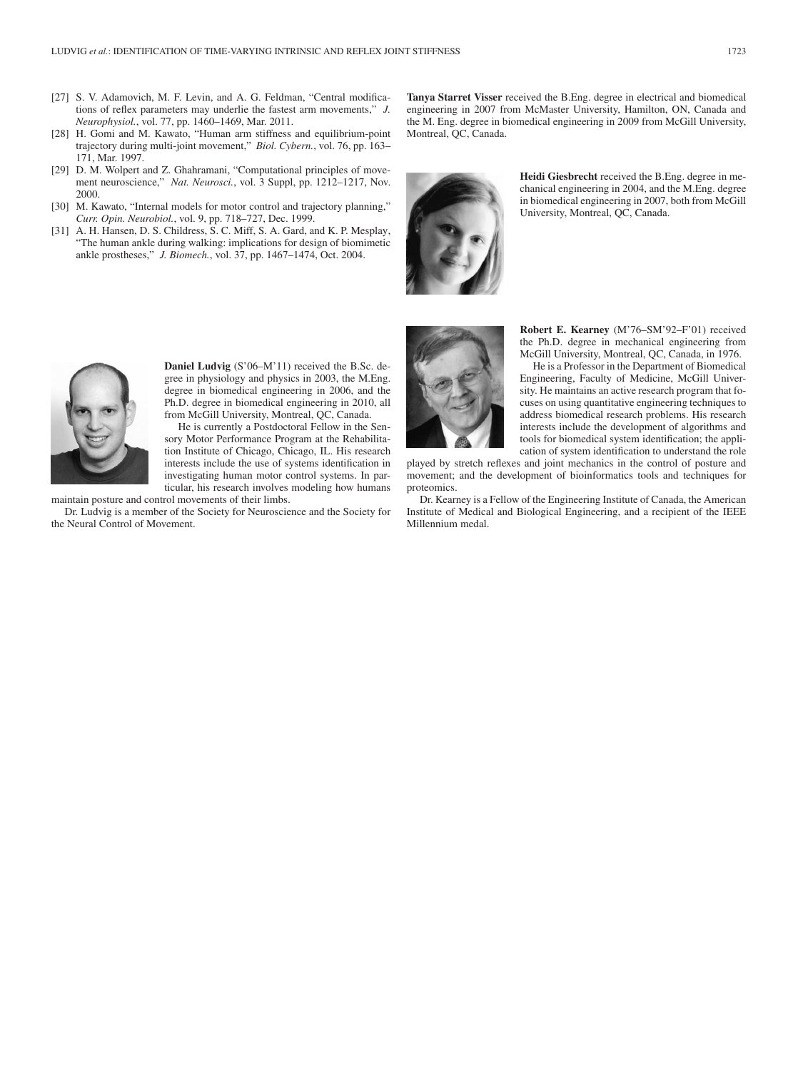[27] S. V. Adamovich, M. F. Levin, and A. G. Feldman, "Central modifications of reflex parameters may underlie the fastest arm movements," *J. Neurophysiol.*, vol. 77, pp. 1460–1469, Mar. 2011.

[28] H. Gomi and M. Kawato, "Human arm stiffness and equilibrium-point trajectory during multi-joint movement," *Biol. Cybern.*, vol. 76, pp. 163–171, Mar. 1997.

[29] D. M. Wolpert and Z. Ghahramani, "Computational principles of movement neuroscience," *Nat. Neurosci.*, vol. 3 Suppl, pp. 1212–1217, Nov. 2000.

[30] M. Kawato, "Internal models for motor control and trajectory planning," *Curr. Opin. Neurobiol.*, vol. 9, pp. 718–727, Dec. 1999.

[31] A. H. Hansen, D. S. Childress, S. C. Miff, S. A. Gard, and K. P. Mesplay, "The human ankle during walking: implications for design of biomimetic ankle prostheses," *J. Biomech.*, vol. 37, pp. 1467–1474, Oct. 2004.

**Daniel Ludvig** (S'06–M'11) received the B.Sc. degree in physiology and physics in 2003, the M.Eng. degree in biomedical engineering in 2006, and the Ph.D. degree in biomedical engineering in 2010, all from McGill University, Montreal, QC, Canada.

He is currently a Postdoctoral Fellow in the Sensory Motor Performance Program at the Rehabilitation Institute of Chicago, Chicago, IL. His research interests include the use of systems identification in investigating human motor control systems. In particular, his research involves modeling how humans maintain posture and control movements of their limbs.

Dr. Ludvig is a member of the Society for Neuroscience and the Society for the Neural Control of Movement.

**Tanya Starret Visser** received the B.Eng. degree in electrical and biomedical engineering in 2007 from McMaster University, Hamilton, ON, Canada and the M. Eng. degree in biomedical engineering in 2009 from McGill University, Montreal, QC, Canada.

**Heidi Giesbrecht** received the B.Eng. degree in mechanical engineering in 2004, and the M.Eng. degree in biomedical engineering in 2007, both from McGill University, Montreal, QC, Canada.

**Robert E. Kearney** (M'76–SM'92–F'01) received the Ph.D. degree in mechanical engineering from McGill University, Montreal, QC, Canada, in 1976.

He is a Professor in the Department of Biomedical Engineering, Faculty of Medicine, McGill University. He maintains an active research program that focuses on using quantitative engineering techniques to address biomedical research problems. His research interests include the development of algorithms and tools for biomedical system identification; the application of system identification to understand the role played by stretch reflexes and joint mechanics in the control of posture and movement; and the development of bioinformatics tools and techniques for proteomics.

Dr. Kearney is a Fellow of the Engineering Institute of Canada, the American Institute of Medical and Biological Engineering, and a recipient of the IEEE Millennium medal.